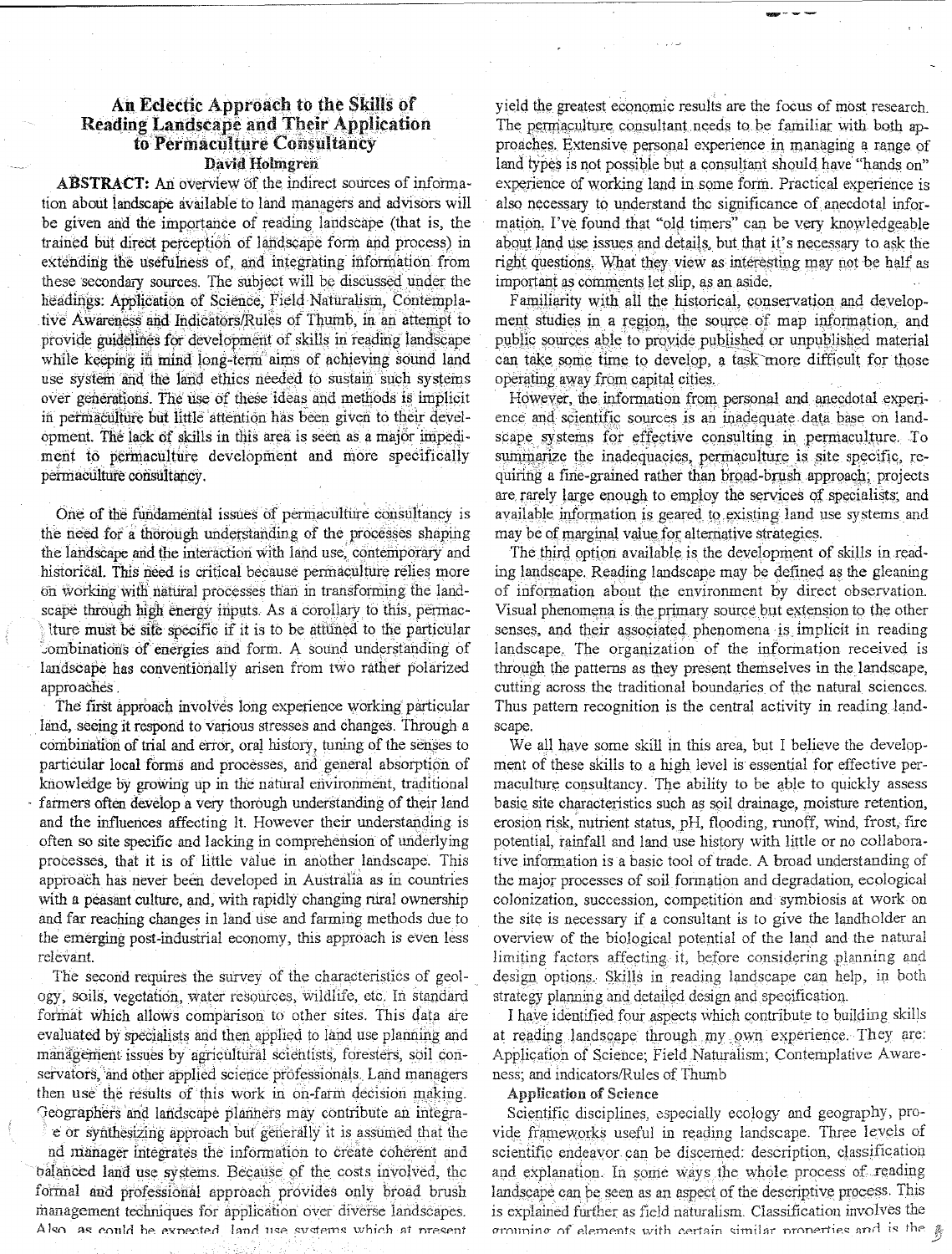# An Eclectic Approach to the Skills of Reading Landscape and Their Application to Permaculture Consultancy

**David Holmgren**

**ABSTRACT:** An overview of the indirect sources of information about landscape available to land managers and advisors will be given and the importance of reading landscape (that is, the trained but direct perception of landscape form and process) in extending the usefulness of, and integrating information from these secondary sources. The subject will be discussed under the headings: Application of Science, Field Naturalism, Contemplative Awareness and Indicators/Rules of Thumb, in an attempt to provide guidelines for development of skills in reading landscape while keeping in mind long-term aims of achieving sound land use system and the land ethics needed to sustain such systems over generations. The use of these ideas and methods is implicit in permaculture but little attention has been given to their development. The lack of skills in this area is seen as a major impediment to permaculture development and more specifically permaculture consultancy.

One of the fundamental issues of permaculture consultancy is the need for a thorough understanding of the processes shaping the landscape and the interaction with land use, contemporary and historical. This need is critical because permaculture relies more on working with natural processes than in transforming the landscape through high energy inputs. As a corollary to this, permaculture must be site specific if it is to be attuned to the particular combinations of energies and form. A sound understanding of landscape has conventionally arisen from two rather polarized approaches.

The first approach involves long experience working particular land, seeing it respond to various stresses and changes. Through a combination of trial and error, oral history, tuning of the senses to particular local forms and processes, and general absorption of knowledge by growing up in the natural environment, traditional farmers often develop a very thorough understanding of their land and the influences affecting it. However their understanding is often so site specific and lacking in comprehension of underlying processes, that it is of little value in another landscape. This approach has never been developed in Australia as in countries with a peasant culture, and, with rapidly changing rural ownership and far reaching changes in land use and farming methods due to the emerging post-industrial economy, this approach is even less relevant.

The second requires the survey of the characteristics of geology, soils, vegetation, water resources, wildlife, etc. In standard format which allows comparison to other sites. This data are evaluated by specialists and then applied to land use planning and management issues by agricultural scientists, foresters, soil conservators, and other applied science professionals. Land managers then use the results of this work in on-farm decision making. Geographers and landscape planners may contribute an integrative or synthesizing approach but generally it is assumed that the land manager integrates the information to create coherent and balanced land use systems. Because of the costs involved, the formal and professional approach provides only broad brush management techniques for application over diverse landscapes. Also, as could be expected, land use systems which at present yield the greatest economic results are the focus of most research. The permaculture consultant needs to be familiar with both approaches. Extensive personal experience in managing a range of land types is not possible but a consultant should have "hands on" experience of working land in some form. Practical experience is also necessary to understand the significance of anecdotal information. I've found that "old timers" can be very knowledgeable about land use issues and details, but that it's necessary to ask the right questions. What they view as interesting may not be half as important as comments let slip, as an aside.

Familiarity with all the historical, conservation and development studies in a region, the source of map information, and public sources able to provide published or unpublished material can take some time to develop, a task more difficult for those operating away from capital cities.

However, the information from personal and anecdotal experience and scientific sources is an inadequate data base on landscape systems for effective consulting in permaculture. To summarize the inadequacies, permaculture is site specific, requiring a fine-grained rather than broad-brush approach; projects are rarely large enough to employ the services of specialists; and available information is geared to existing land use systems and may be of marginal value for alternative strategies.

The third option available is the development of skills in reading landscape. Reading landscape may be defined as the gleaning of information about the environment by direct observation. Visual phenomena is the primary source but extension to the other senses, and their associated phenomena is implicit in reading landscape. The organization of the information received is through the patterns as they present themselves in the landscape, cutting across the traditional boundaries of the natural sciences. Thus pattern recognition is the central activity in reading landscape.

We all have some skill in this area, but I believe the development of these skills to a high level is essential for effective permaculture consultancy. The ability to be able to quickly assess basic site characteristics such as soil drainage, moisture retention, erosion risk, nutrient status, pH, flooding, runoff, wind, frost, fire potential, rainfall and land use history with little or no collaborative information is a basic tool of trade. A broad understanding of the major processes of soil formation and degradation, ecological colonization, succession, competition and symbiosis at work on the site is necessary if a consultant is to give the landholder an overview of the biological potential of the land and the natural limiting factors affecting it, before considering planning and design options. Skills in reading landscape can help, in both strategy planning and detailed design and specification.

I have identified four aspects which contribute to building skills at reading landscape through my own experience. They are: Application of Science; Field Naturalism; Contemplative Awareness; and indicators/Rules of Thumb

## Application of Science

Scientific disciplines, especially ecology and geography, provide frameworks useful in reading landscape. Three levels of scientific endeavor can be discerned: description, classification and explanation. In some ways the whole process of reading landscape can be seen as an aspect of the descriptive process. This is explained further as field naturalism. Classification involves the grouping of elements with certain similar properties and is the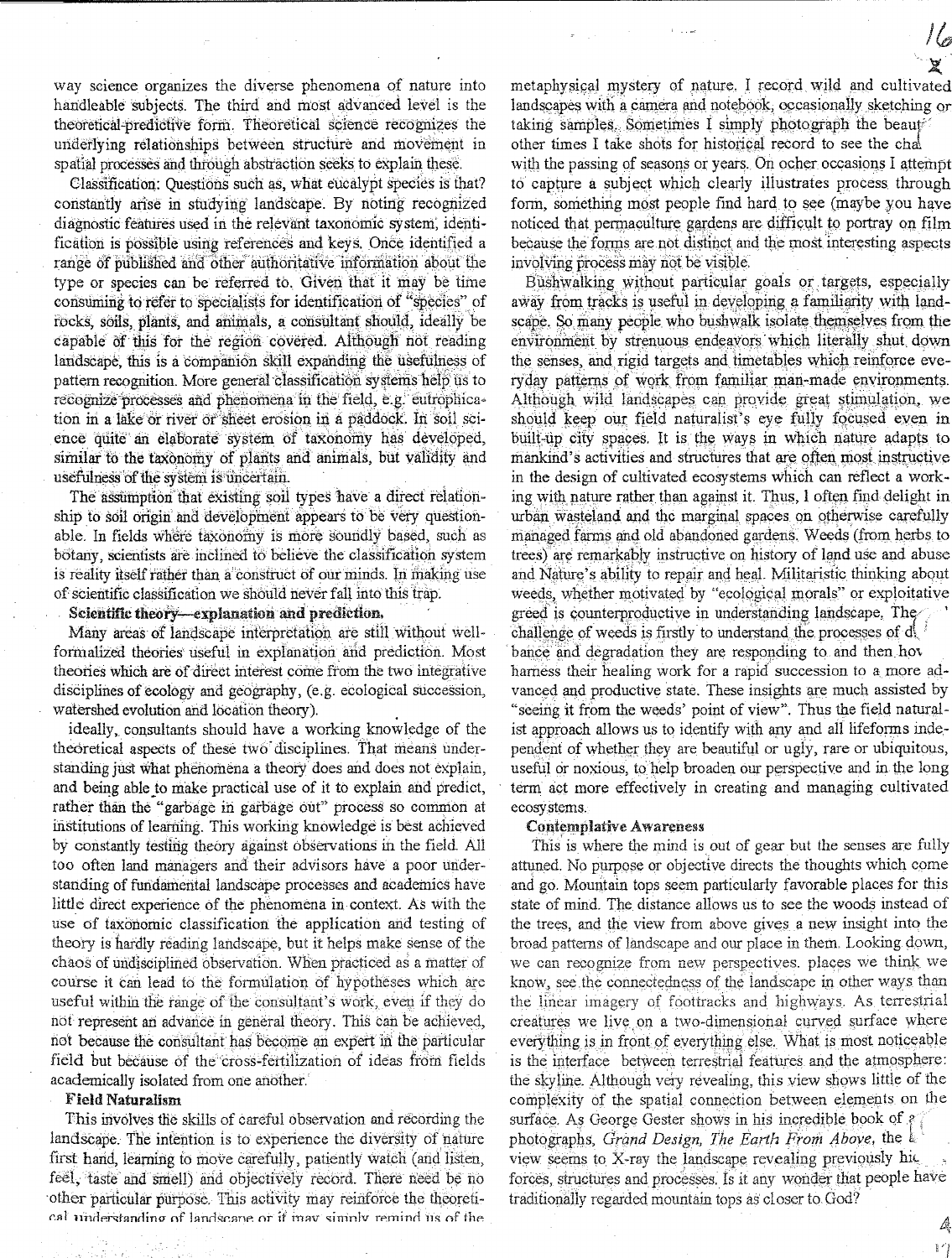way science organizes the diverse phenomena of nature into handleable subjects. The third and most advanced level is the theoretical-predictive form. Theoretical science recognizes the underlying relationships between structure and movement in spatial processes and through abstraction seeks to explain these.

Classification: Questions such as, what eucalypt species is that? constantly arise in studying landscape. By noting recognized diagnostic features used in the relevant taxonomic system, identification is possible using references and keys. Once identified a range of published and other authoritative information about the type or species can be referred to. Given that it may be time consuming to refer to specialists for identification of "species" of rocks, soils, plants, and animals, a consultant should, ideally be capable of this for the region covered. Although not reading landscape, this is a companion skill expanding the usefulness of pattern recognition. More general classification systems help us to recognize processes and phenomena in the field, e.g. eutrophication in a lake or river or sheet erosion in a paddock. In soil science quite an elaborate system of taxonomy has developed, similar to the taxonomy of plants and animals, but validity and usefulness of the system is uncertain.

The assumption that existing soil types have a direct relationship to soil origin and development appears to be very questionable. In fields where taxonomy is more soundly based, such as botany, scientists are inclined to believe the classification system is reality itself rather than a construct of our minds. In making use of scientific classification we should never fall into this trap.

**Scientific theory—explanation and prediction.**

Many areas of landscape interpretation are still without well-formalized theories useful in explanation and prediction. Most theories which are of direct interest come from the two integrative disciplines of ecology and geography, (e.g. ecological succession, watershed evolution and location theory).

Ideally, consultants should have a working knowledge of the theoretical aspects of these two disciplines. That means understanding just what phenomena a theory does and does not explain, and being able to make practical use of it to explain and predict, rather than the "garbage in garbage out" process so common at institutions of learning. This working knowledge is best achieved by constantly testing theory against observations in the field. All too often land managers and their advisors have a poor understanding of fundamental landscape processes and academics have little direct experience of the phenomena in context. As with the use of taxonomic classification the application and testing of theory is hardly reading landscape, but it helps make sense of the chaos of undisciplined observation. When practiced as a matter of course it can lead to the formulation of hypotheses which are useful within the range of the consultant's work, even if they do not represent an advance in general theory. This can be achieved, not because the consultant has become an expert in the particular field but because of the cross-fertilization of ideas from fields academically isolated from one another.

**Field Naturalism**

This involves the skills of careful observation and recording the landscape. The intention is to experience the diversity of nature first hand, learning to move carefully, patiently watch (and listen, feel, taste and smell) and objectively record. There need be no other particular purpose. This activity may reinforce the theoretical understanding of landscape or it may simply remind us of the metaphysical mystery of nature. I record wild and cultivated landscapes with a camera and notebook, occasionally sketching or taking samples. Sometimes I simply photograph the beauty, other times I take shots for historical record to see the change with the passing of seasons or years. On ocher occasions I attempt to capture a subject which clearly illustrates process through form, something most people find hard to see (maybe you have noticed that permaculture gardens are difficult to portray on film because the forms are not distinct and the most interesting aspects involving process may not be visible.

Bushwalking without particular goals or targets, especially away from tracks is useful in developing a familiarity with landscape. So many people who bushwalk isolate themselves from the environment by strenuous endeavors which literally shut down the senses, and rigid targets and timetables which reinforce everyday patterns of work from familiar man-made environments. Although wild landscapes can provide great stimulation, we should keep our field naturalist's eye fully focused even in built-up city spaces. It is the ways in which nature adapts to mankind's activities and structures that are often most instructive in the design of cultivated ecosystems which can reflect a working with nature rather than against it. Thus, I often find delight in urban wasteland and the marginal spaces on otherwise carefully managed farms and old abandoned gardens. Weeds (from herbs to trees) are remarkably instructive on history of land use and abuse and Nature's ability to repair and heal. Militaristic thinking about weeds, whether motivated by "ecological morals" or exploitative greed is counterproductive in understanding landscape. The challenge of weeds is firstly to understand the processes of disturbance and degradation they are responding to and then how to harness their healing work for a rapid succession to a more advanced and productive state. These insights are much assisted by "seeing it from the weeds' point of view". Thus the field naturalist approach allows us to identify with any and all lifeforms independent of whether they are beautiful or ugly, rare or ubiquitous, useful or noxious, to help broaden our perspective and in the long term act more effectively in creating and managing cultivated ecosystems.

**Contemplative Awareness**

This is where the mind is out of gear but the senses are fully attuned. No purpose or objective directs the thoughts which come and go. Mountain tops seem particularly favorable places for this state of mind. The distance allows us to see the woods instead of the trees, and the view from above gives a new insight into the broad patterns of landscape and our place in them. Looking down, we can recognize from new perspectives. places we think we know, see the connectedness of the landscape in other ways than the linear imagery of foottracks and highways. As terrestrial creatures we live on a two-dimensional curved surface where everything is in front of everything else. What is most noticeable is the interface between terrestrial features and the atmosphere: the skyline. Although very revealing, this view shows little of the complexity of the spatial connection between elements on the surface. As George Gester shows in his incredible book of aerial photographs, *Grand Design, The Earth From Above*, the aerial view seems to X-ray the landscape revealing previously hidden forces, structures and processes. Is it any wonder that people have traditionally regarded mountain tops as closer to God?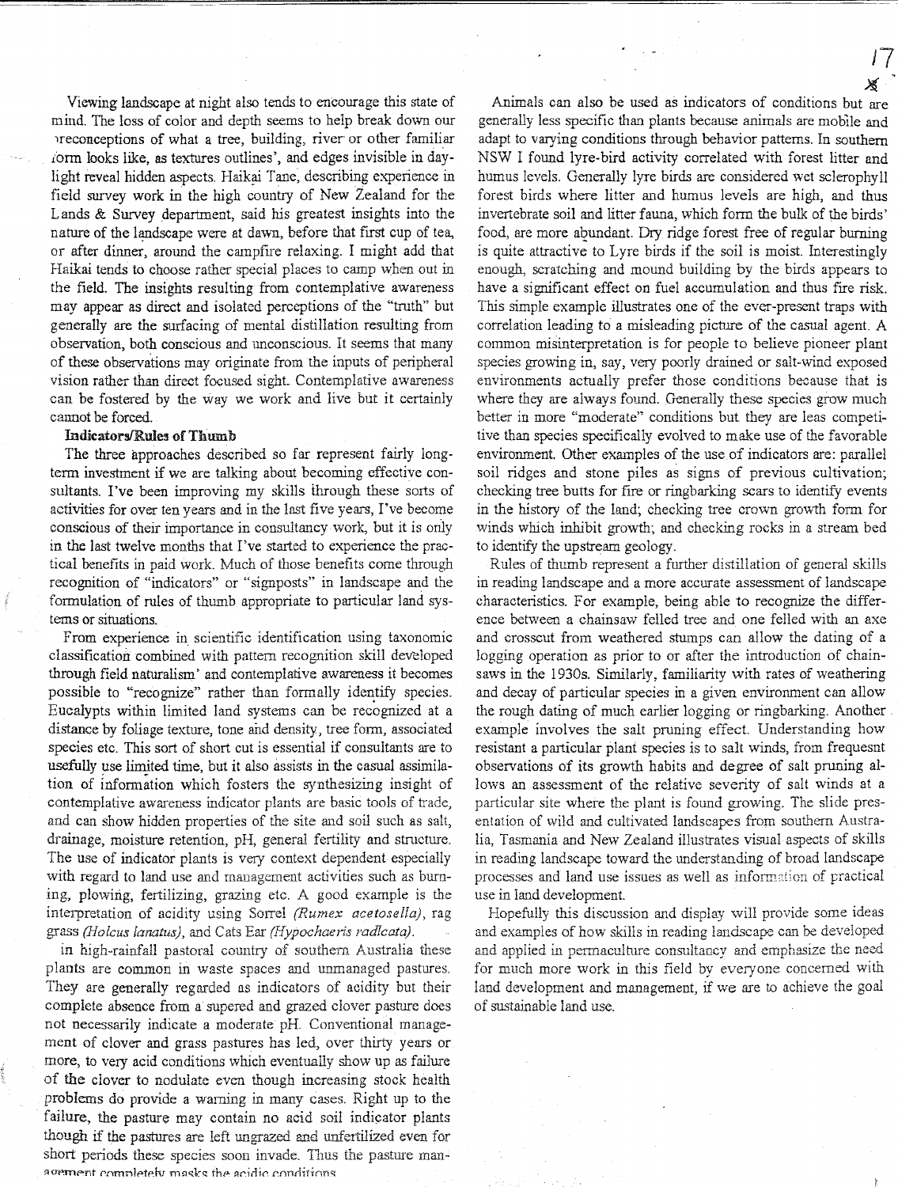Viewing landscape at night also tends to encourage this state of mind. The loss of color and depth seems to help break down our preconceptions of what a tree, building, river or other familiar form looks like, as textures outlines', and edges invisible in daylight reveal hidden aspects. Haikai Tane, describing experience in field survey work in the high country of New Zealand for the Lands & Survey department, said his greatest insights into the nature of the landscape were at dawn, before that first cup of tea, or after dinner, around the campfire relaxing. I might add that Haikai tends to choose rather special places to camp when out in the field. The insights resulting from contemplative awareness may appear as direct and isolated perceptions of the "truth" but generally are the surfacing of mental distillation resulting from observation, both conscious and unconscious. It seems that many of these observations may originate from the inputs of peripheral vision rather than direct focused sight. Contemplative awareness can be fostered by the way we work and live but it certainly cannot be forced.

**Indicators/Rules of Thumb**

The three approaches described so far represent fairly long-term investment if we are talking about becoming effective consultants. I've been improving my skills through these sorts of activities for over ten years and in the last five years, I've become conscious of their importance in consultancy work, but it is only in the last twelve months that I've started to experience the practical benefits in paid work. Much of those benefits come through recognition of "indicators" or "signposts" in landscape and the formulation of rules of thumb appropriate to particular land systems or situations.

From experience in scientific identification using taxonomic classification combined with pattern recognition skill developed through field naturalism' and contemplative awareness it becomes possible to "recognize" rather than formally identify species. Eucalypts within limited land systems can be recognized at a distance by foliage texture, tone and density, tree form, associated species etc. This sort of short cut is essential if consultants are to usefully use limited time, but it also assists in the casual assimilation of information which fosters the synthesizing insight of contemplative awareness indicator plants are basic tools of trade, and can show hidden properties of the site and soil such as salt, drainage, moisture retention, pH, general fertility and structure. The use of indicator plants is very context dependent especially with regard to land use and management activities such as burning, plowing, fertilizing, grazing etc. A good example is the interpretation of acidity using Sorrel *(Rumex acetosella)*, rag grass *(Holcus lanatus)*, and Cats Ear *(Hypochaeris radicata)*.

In high-rainfall pastoral country of southern Australia these plants are common in waste spaces and unmanaged pastures. They are generally regarded as indicators of acidity but their complete absence from a supered and grazed clover pasture does not necessarily indicate a moderate pH. Conventional management of clover and grass pastures has led, over thirty years or more, to very acid conditions which eventually show up as failure of the clover to nodulate even though increasing stock health problems do provide a warning in many cases. Right up to the failure, the pasture may contain no acid soil indicator plants though if the pastures are left ungrazed and unfertilized even for short periods these species soon invade. Thus the pasture management completely masks the acidic conditions.

Animals can also be used as indicators of conditions but are generally less specific than plants because animals are mobile and adapt to varying conditions through behavior patterns. In southern NSW I found lyre-bird activity correlated with forest litter and humus levels. Generally lyre birds are considered wet sclerophyll forest birds where litter and humus levels are high, and thus invertebrate soil and litter fauna, which form the bulk of the birds' food, are more abundant. Dry ridge forest free of regular burning is quite attractive to Lyre birds if the soil is moist. Interestingly enough, scratching and mound building by the birds appears to have a significant effect on fuel accumulation and thus fire risk. This simple example illustrates one of the ever-present traps with correlation leading to a misleading picture of the casual agent. A common misinterpretation is for people to believe pioneer plant species growing in, say, very poorly drained or salt-wind exposed environments actually prefer those conditions because that is where they are always found. Generally these species grow much better in more "moderate" conditions but they are less competitive than species specifically evolved to make use of the favorable environment. Other examples of the use of indicators are: parallel soil ridges and stone piles as signs of previous cultivation; checking tree butts for fire or ringbarking scars to identify events in the history of the land; checking tree crown growth form for winds which inhibit growth; and checking rocks in a stream bed to identify the upstream geology.

Rules of thumb represent a further distillation of general skills in reading landscape and a more accurate assessment of landscape characteristics. For example, being able to recognize the difference between a chainsaw felled tree and one felled with an axe and crosscut from weathered stumps can allow the dating of a logging operation as prior to or after the introduction of chainsaws in the 1930s. Similarly, familiarity with rates of weathering and decay of particular species in a given environment can allow the rough dating of much earlier logging or ringbarking. Another example involves the salt pruning effect. Understanding how resistant a particular plant species is to salt winds, from frequesnt observations of its growth habits and degree of salt pruning allows an assessment of the relative severity of salt winds at a particular site where the plant is found growing. The slide presentation of wild and cultivated landscapes from southern Australia, Tasmania and New Zealand illustrates visual aspects of skills in reading landscape toward the understanding of broad landscape processes and land use issues as well as information of practical use in land development.

Hopefully this discussion and display will provide some ideas and examples of how skills in reading landscape can be developed and applied in permaculture consultancy and emphasize the need for much more work in this field by everyone concerned with land development and management, if we are to achieve the goal of sustainable land use.